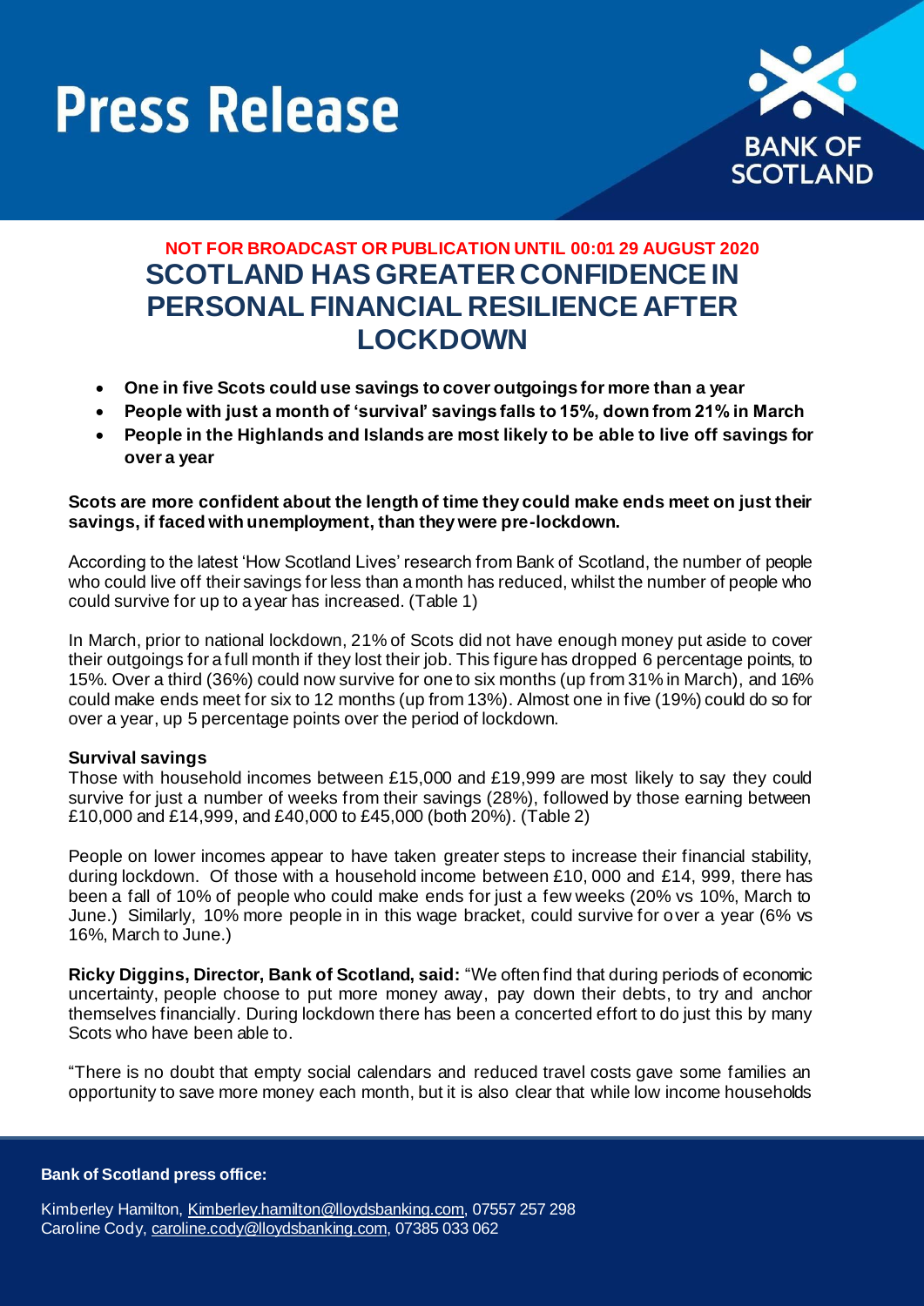# Press Release

**NOT FOR BROADCAST OR PUBLICATION UNTIL 00:01 29 AUGUST 2020**

## SCOTLAND HAS GREATER CONFIDENCE IN PERSONAL FINANCIAL RESILIENCE AFTER LOCKDOWN

- **One in five Scots could use savings to cover outgoings for more than a year**
- **People with just a month of 'survival' savings falls to 15%, down from 21% in March**
- **People in the Highlands and Islands are most likely to be able to live off savings for over a year**

**Scots are more confident about the length of time they could make ends meet on just their savings, if faced with unemployment, than they were pre-lockdown.**

According to the latest 'How Scotland Lives' research from Bank of Scotland, the number of people who could live off their savings for less than a month has reduced, whilst the number of people who could survive for up to a year has increased. (Table 1)

In March, prior to national lockdown, 21% of Scots did not have enough money put aside to cover their outgoings for a full month if they lost their job. This figure has dropped 6 percentage points, to 15%. Over a third (36%) could now survive for one to six months (up from 31% in March), and 16% could make ends meet for six to 12 months (up from 13%). Almost one in five (19%) could do so for over a year, up 5 percentage points over the period of lockdown.

**Survival savings**

Those with household incomes between £15,000 and £19,999 are most likely to say they could survive for just a number of weeks from their savings (28%), followed by those earning between £10,000 and £14,999, and £40,000 to £45,000 (both 20%). (Table 2)

People on lower incomes appear to have taken greater steps to increase their financial stability, during lockdown. Of those with a household income between £10, 000 and £14, 999, there has been a fall of 10% of people who could make ends for just a few weeks (20% vs 10%, March to June.) Similarly, 10% more people in in this wage bracket, could survive for over a year (6% vs 16%, March to June.)

**Ricky Diggins, Director, Bank of Scotland, said:** "We often find that during periods of economic uncertainty, people choose to put more money away, pay down their debts, to try and anchor themselves financially. During lockdown there has been a concerted effort to do just this by many Scots who have been able to.

"There is no doubt that empty social calendars and reduced travel costs gave some families an opportunity to save more money each month, but it is also clear that while low income households

**Bank of Scotland press office:**

Kimberley Hamilton, Kimberley.hamilton@lloydsbanking.com, 07557 257 298
Caroline Cody, caroline.cody@lloydsbanking.com, 07385 033 062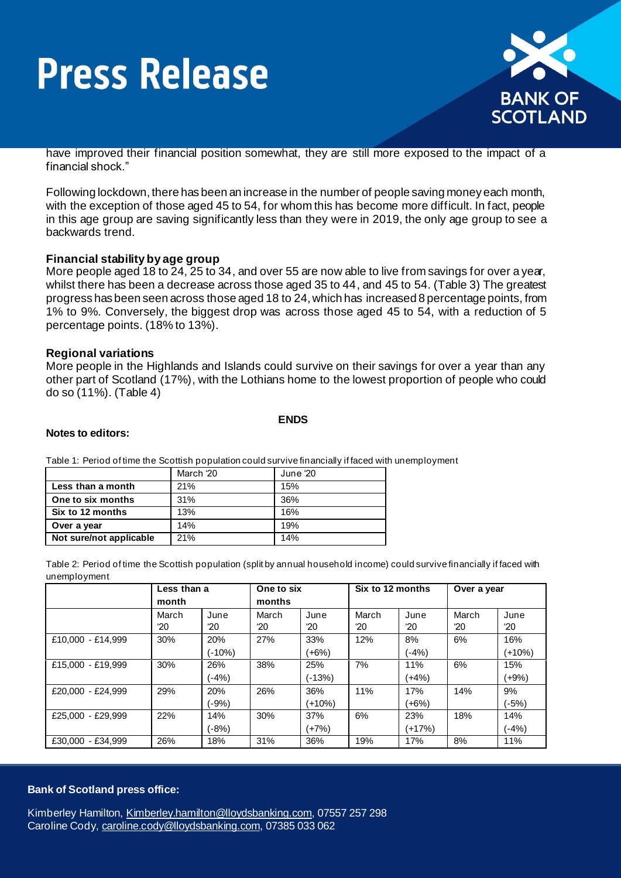have improved their financial position somewhat, they are still more exposed to the impact of a financial shock."

Following lockdown, there has been an increase in the number of people saving money each month, with the exception of those aged 45 to 54, for whom this has become more difficult. In fact, people in this age group are saving significantly less than they were in 2019, the only age group to see a backwards trend.

**Financial stability by age group**

More people aged 18 to 24, 25 to 34, and over 55 are now able to live from savings for over a year, whilst there has been a decrease across those aged 35 to 44, and 45 to 54. (Table 3) The greatest progress has been seen across those aged 18 to 24, which has increased 8 percentage points, from 1% to 9%. Conversely, the biggest drop was across those aged 45 to 54, with a reduction of 5 percentage points. (18% to 13%).

**Regional variations**

More people in the Highlands and Islands could survive on their savings for over a year than any other part of Scotland (17%), with the Lothians home to the lowest proportion of people who could do so (11%). (Table 4)

**ENDS**

**Notes to editors:**

Table 1: Period of time the Scottish population could survive financially if faced with unemployment

| | March '20 | June '20 |
|---|---|---|
| **Less than a month** | 21% | 15% |
| **One to six months** | 31% | 36% |
| **Six to 12 months** | 13% | 16% |
| **Over a year** | 14% | 19% |
| **Not sure/not applicable** | 21% | 14% |

Table 2: Period of time the Scottish population (split by annual household income) could survive financially if faced with unemployment

| | **Less than a month** | | **One to six months** | | **Six to 12 months** | | **Over a year** | |
|---|---|---|---|---|---|---|---|---|
| | March '20 | June '20 | March '20 | June '20 | March '20 | June '20 | March '20 | June '20 |
| £10,000 - £14,999 | 30% | 20% (-10%) | 27% | 33% (+6%) | 12% | 8% (-4%) | 6% | 16% (+10%) |
| £15,000 - £19,999 | 30% | 26% (-4%) | 38% | 25% (-13%) | 7% | 11% (+4%) | 6% | 15% (+9%) |
| £20,000 - £24,999 | 29% | 20% (-9%) | 26% | 36% (+10%) | 11% | 17% (+6%) | 14% | 9% (-5%) |
| £25,000 - £29,999 | 22% | 14% (-8%) | 30% | 37% (+7%) | 6% | 23% (+17%) | 18% | 14% (-4%) |
| £30,000 - £34,999 | 26% | 18% | 31% | 36% | 19% | 17% | 8% | 11% |

**Bank of Scotland press office:**

Kimberley Hamilton, Kimberley.hamilton@lloydsbanking.com, 07557 257 298
Caroline Cody, caroline.cody@lloydsbanking.com, 07385 033 062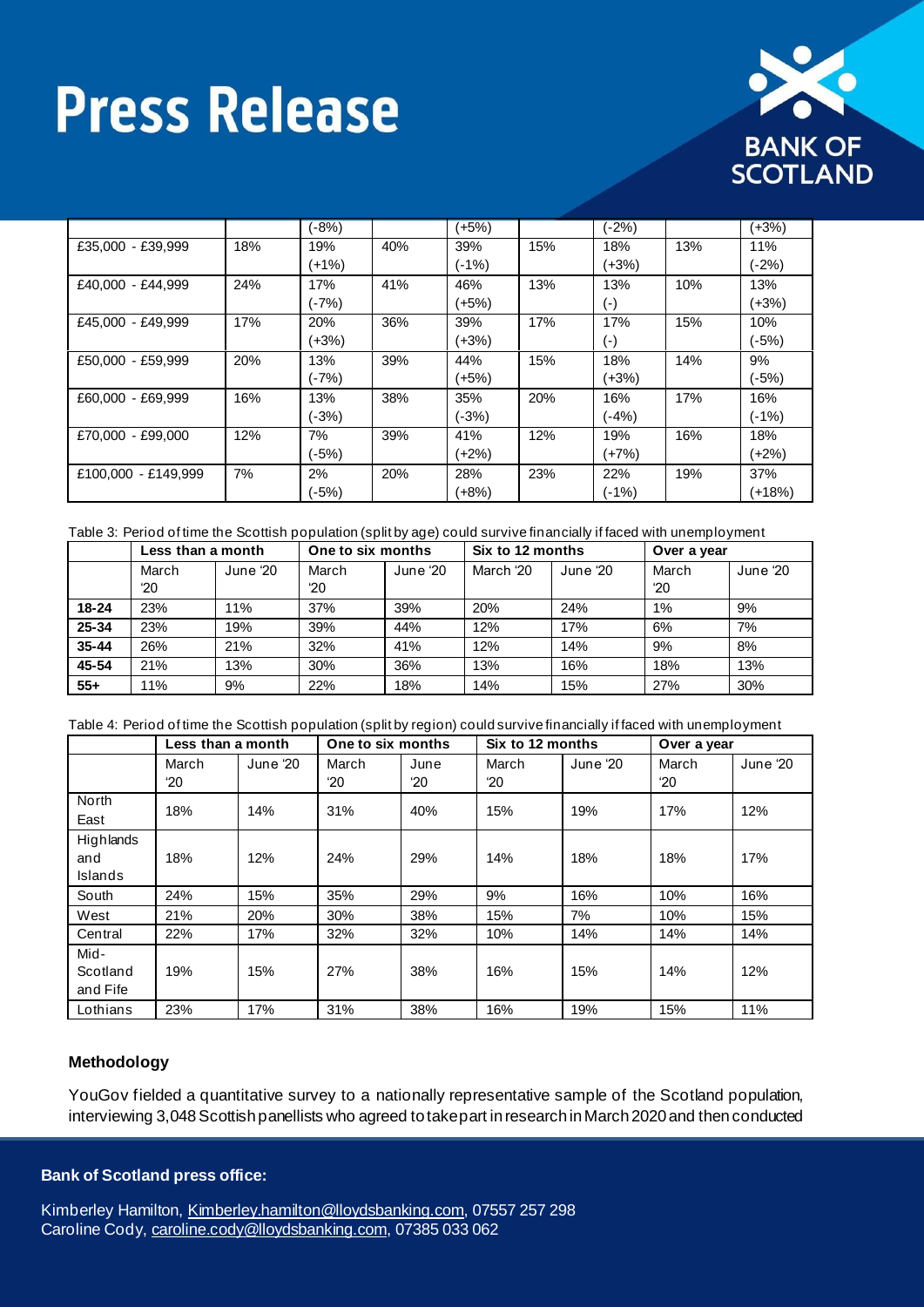| | | (-8%) | | (+5%) | | (-2%) | | (+3%) |
|---|---|---|---|---|---|---|---|---|
| £35,000 - £39,999 | 18% | 19% (+1%) | 40% | 39% (-1%) | 15% | 18% (+3%) | 13% | 11% (-2%) |
| £40,000 - £44,999 | 24% | 17% (-7%) | 41% | 46% (+5%) | 13% | 13% (-) | 10% | 13% (+3%) |
| £45,000 - £49,999 | 17% | 20% (+3%) | 36% | 39% (+3%) | 17% | 17% (-) | 15% | 10% (-5%) |
| £50,000 - £59,999 | 20% | 13% (-7%) | 39% | 44% (+5%) | 15% | 18% (+3%) | 14% | 9% (-5%) |
| £60,000 - £69,999 | 16% | 13% (-3%) | 38% | 35% (-3%) | 20% | 16% (-4%) | 17% | 16% (-1%) |
| £70,000 - £99,000 | 12% | 7% (-5%) | 39% | 41% (+2%) | 12% | 19% (+7%) | 16% | 18% (+2%) |
| £100,000 - £149,999 | 7% | 2% (-5%) | 20% | 28% (+8%) | 23% | 22% (-1%) | 19% | 37% (+18%) |

Table 3: Period of time the Scottish population (split by age) could survive financially if faced with unemployment

| | **Less than a month** | | **One to six months** | | **Six to 12 months** | | **Over a year** | |
|---|---|---|---|---|---|---|---|---|
| | March '20 | June '20 | March '20 | June '20 | March '20 | June '20 | March '20 | June '20 |
| **18-24** | 23% | 11% | 37% | 39% | 20% | 24% | 1% | 9% |
| **25-34** | 23% | 19% | 39% | 44% | 12% | 17% | 6% | 7% |
| **35-44** | 26% | 21% | 32% | 41% | 12% | 14% | 9% | 8% |
| **45-54** | 21% | 13% | 30% | 36% | 13% | 16% | 18% | 13% |
| **55+** | 11% | 9% | 22% | 18% | 14% | 15% | 27% | 30% |

Table 4: Period of time the Scottish population (split by region) could survive financially if faced with unemployment

| | **Less than a month** | | **One to six months** | | **Six to 12 months** | | **Over a year** | |
|---|---|---|---|---|---|---|---|---|
| | March '20 | June '20 | March '20 | June '20 | March '20 | June '20 | March '20 | June '20 |
| North East | 18% | 14% | 31% | 40% | 15% | 19% | 17% | 12% |
| Highlands and Islands | 18% | 12% | 24% | 29% | 14% | 18% | 18% | 17% |
| South | 24% | 15% | 35% | 29% | 9% | 16% | 10% | 16% |
| West | 21% | 20% | 30% | 38% | 15% | 7% | 10% | 15% |
| Central | 22% | 17% | 32% | 32% | 10% | 14% | 14% | 14% |
| Mid-Scotland and Fife | 19% | 15% | 27% | 38% | 16% | 15% | 14% | 12% |
| Lothians | 23% | 17% | 31% | 38% | 16% | 19% | 15% | 11% |

### Methodology

YouGov fielded a quantitative survey to a nationally representative sample of the Scotland population, interviewing 3,048 Scottish panellists who agreed to take part in research in March 2020 and then conducted

**Bank of Scotland press office:**

Kimberley Hamilton, Kimberley.hamilton@lloydsbanking.com, 07557 257 298
Caroline Cody, caroline.cody@lloydsbanking.com, 07385 033 062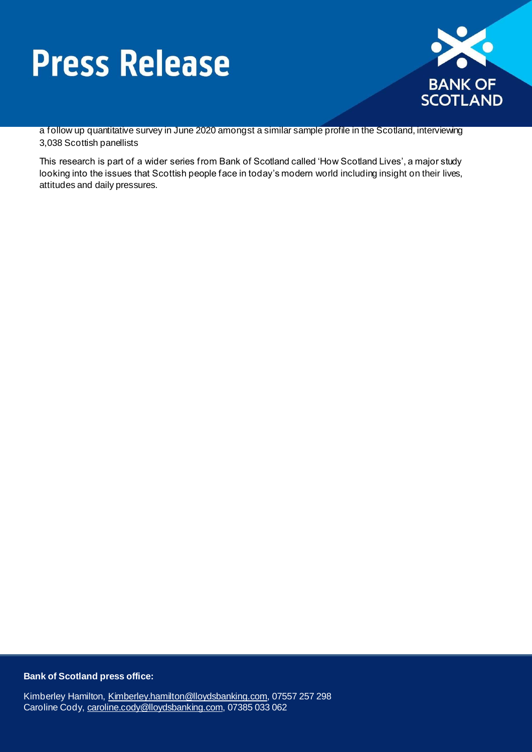a follow up quantitative survey in June 2020 amongst a similar sample profile in the Scotland, interviewing 3,038 Scottish panellists

This research is part of a wider series from Bank of Scotland called 'How Scotland Lives', a major study looking into the issues that Scottish people face in today's modern world including insight on their lives, attitudes and daily pressures.

**Bank of Scotland press office:**

Kimberley Hamilton, Kimberley.hamilton@lloydsbanking.com, 07557 257 298
Caroline Cody, caroline.cody@lloydsbanking.com, 07385 033 062